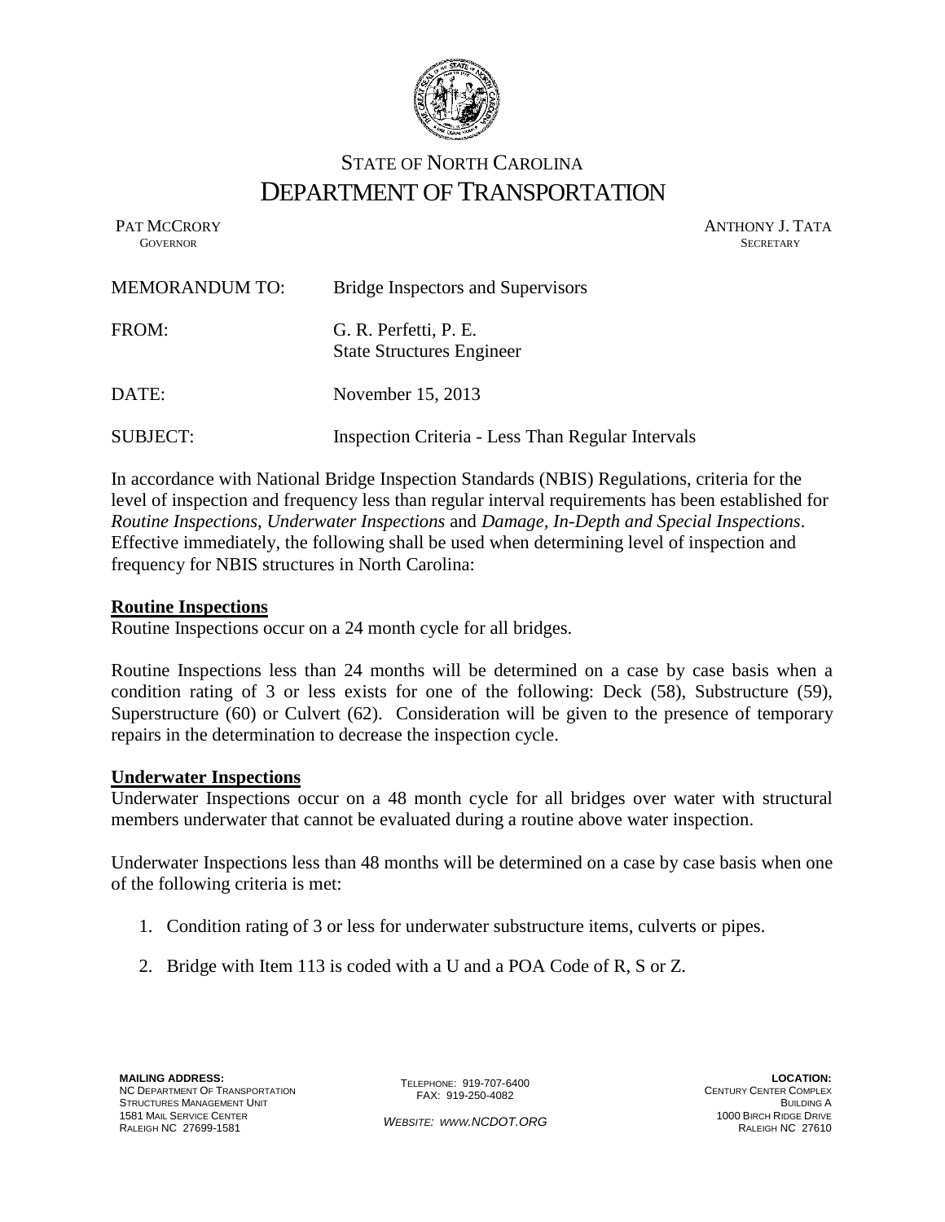STATE OF NORTH CAROLINA

# DEPARTMENT OF TRANSPORTATION

PAT MCCRORY
GOVERNOR

ANTHONY J. TATA
SECRETARY

MEMORANDUM TO: Bridge Inspectors and Supervisors

FROM: G. R. Perfetti, P. E.
State Structures Engineer

DATE: November 15, 2013

SUBJECT: Inspection Criteria - Less Than Regular Intervals

In accordance with National Bridge Inspection Standards (NBIS) Regulations, criteria for the level of inspection and frequency less than regular interval requirements has been established for *Routine Inspections*, *Underwater Inspections* and *Damage, In-Depth and Special Inspections*. Effective immediately, the following shall be used when determining level of inspection and frequency for NBIS structures in North Carolina:

**Routine Inspections**

Routine Inspections occur on a 24 month cycle for all bridges.

Routine Inspections less than 24 months will be determined on a case by case basis when a condition rating of 3 or less exists for one of the following: Deck (58), Substructure (59), Superstructure (60) or Culvert (62). Consideration will be given to the presence of temporary repairs in the determination to decrease the inspection cycle.

**Underwater Inspections**

Underwater Inspections occur on a 48 month cycle for all bridges over water with structural members underwater that cannot be evaluated during a routine above water inspection.

Underwater Inspections less than 48 months will be determined on a case by case basis when one of the following criteria is met:

1. Condition rating of 3 or less for underwater substructure items, culverts or pipes.
2. Bridge with Item 113 is coded with a U and a POA Code of R, S or Z.

**MAILING ADDRESS:**
NC DEPARTMENT OF TRANSPORTATION
STRUCTURES MANAGEMENT UNIT
1581 MAIL SERVICE CENTER
RALEIGH NC 27699-1581

TELEPHONE: 919-707-6400
FAX: 919-250-4082

*WEBSITE: WWW.NCDOT.ORG*

**LOCATION:**
CENTURY CENTER COMPLEX
BUILDING A
1000 BIRCH RIDGE DRIVE
RALEIGH NC 27610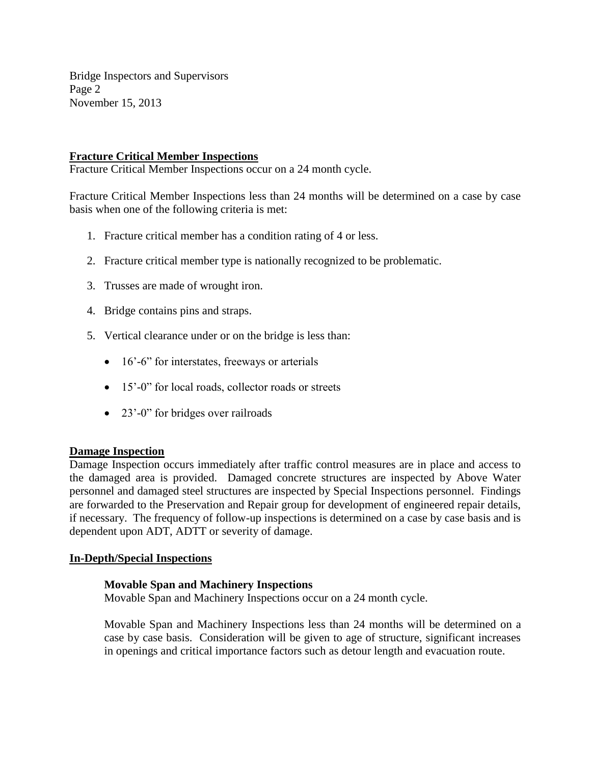## Fracture Critical Member Inspections

Fracture Critical Member Inspections occur on a 24 month cycle.

Fracture Critical Member Inspections less than 24 months will be determined on a case by case basis when one of the following criteria is met:

1. Fracture critical member has a condition rating of 4 or less.
2. Fracture critical member type is nationally recognized to be problematic.
3. Trusses are made of wrought iron.
4. Bridge contains pins and straps.
5. Vertical clearance under or on the bridge is less than:
   - 16'-6" for interstates, freeways or arterials
   - 15'-0" for local roads, collector roads or streets
   - 23'-0" for bridges over railroads

## Damage Inspection

Damage Inspection occurs immediately after traffic control measures are in place and access to the damaged area is provided. Damaged concrete structures are inspected by Above Water personnel and damaged steel structures are inspected by Special Inspections personnel. Findings are forwarded to the Preservation and Repair group for development of engineered repair details, if necessary. The frequency of follow-up inspections is determined on a case by case basis and is dependent upon ADT, ADTT or severity of damage.

## In-Depth/Special Inspections

### Movable Span and Machinery Inspections

Movable Span and Machinery Inspections occur on a 24 month cycle.

Movable Span and Machinery Inspections less than 24 months will be determined on a case by case basis. Consideration will be given to age of structure, significant increases in openings and critical importance factors such as detour length and evacuation route.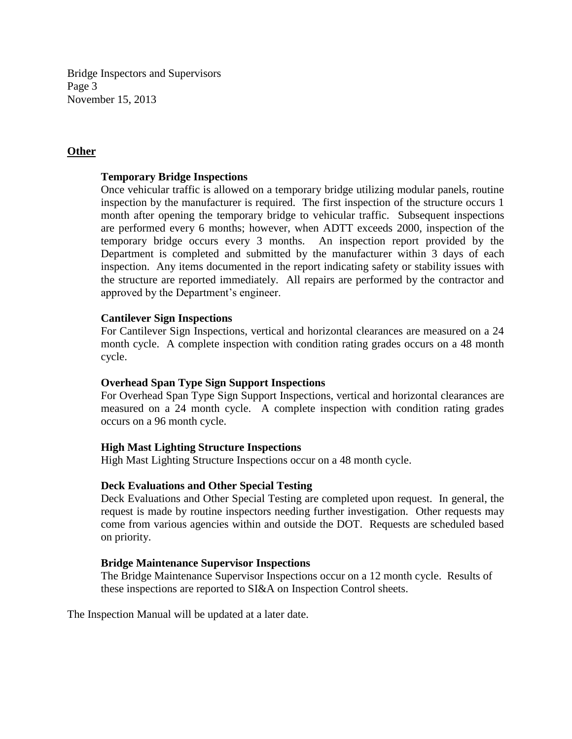## Other

### Temporary Bridge Inspections

Once vehicular traffic is allowed on a temporary bridge utilizing modular panels, routine inspection by the manufacturer is required. The first inspection of the structure occurs 1 month after opening the temporary bridge to vehicular traffic. Subsequent inspections are performed every 6 months; however, when ADTT exceeds 2000, inspection of the temporary bridge occurs every 3 months. An inspection report provided by the Department is completed and submitted by the manufacturer within 3 days of each inspection. Any items documented in the report indicating safety or stability issues with the structure are reported immediately. All repairs are performed by the contractor and approved by the Department's engineer.

### Cantilever Sign Inspections

For Cantilever Sign Inspections, vertical and horizontal clearances are measured on a 24 month cycle. A complete inspection with condition rating grades occurs on a 48 month cycle.

### Overhead Span Type Sign Support Inspections

For Overhead Span Type Sign Support Inspections, vertical and horizontal clearances are measured on a 24 month cycle. A complete inspection with condition rating grades occurs on a 96 month cycle.

### High Mast Lighting Structure Inspections

High Mast Lighting Structure Inspections occur on a 48 month cycle.

### Deck Evaluations and Other Special Testing

Deck Evaluations and Other Special Testing are completed upon request. In general, the request is made by routine inspectors needing further investigation. Other requests may come from various agencies within and outside the DOT. Requests are scheduled based on priority.

### Bridge Maintenance Supervisor Inspections

The Bridge Maintenance Supervisor Inspections occur on a 12 month cycle. Results of these inspections are reported to SI&A on Inspection Control sheets.

The Inspection Manual will be updated at a later date.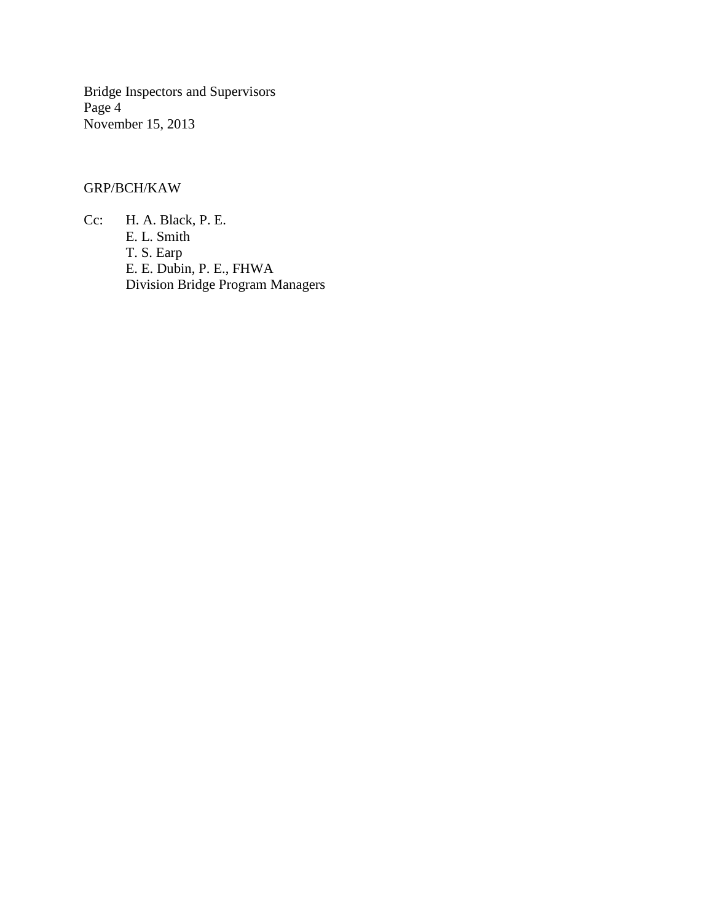GRP/BCH/KAW

Cc: H. A. Black, P. E.
E. L. Smith
T. S. Earp
E. E. Dubin, P. E., FHWA
Division Bridge Program Managers